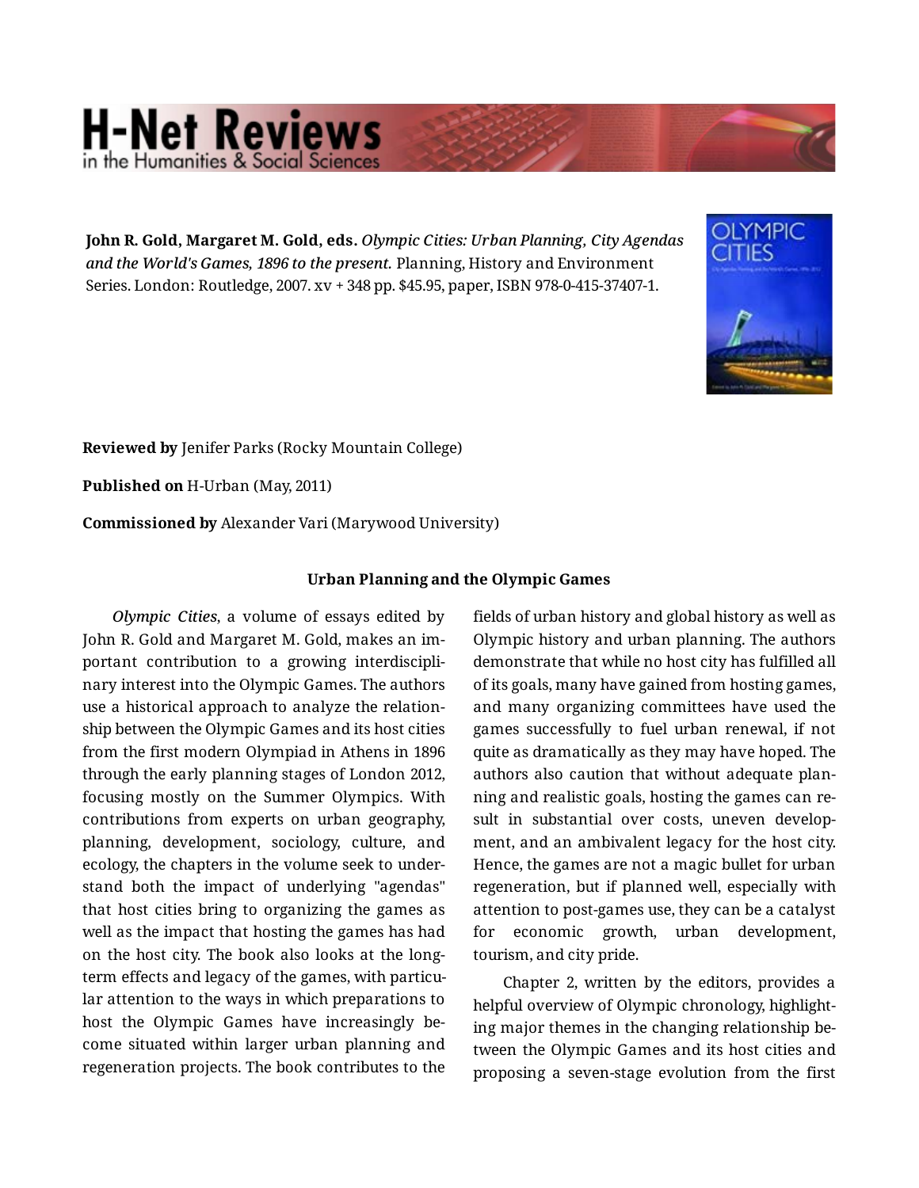**John R. Gold, Margaret M. Gold, eds.** *Olympic Cities: Urban Planning, City Agendas and the World's Games, 1896 to the present.* Planning, History and Environment Series. London: Routledge, 2007. xv + 348 pp. $45.95, paper, ISBN 978-0-415-37407-1.

**Reviewed by** Jenifer Parks (Rocky Mountain College)

**Published on** H-Urban (May, 2011)

**Commissioned by** Alexander Vari (Marywood University)

## Urban Planning and the Olympic Games

*Olympic Cities*, a volume of essays edited by John R. Gold and Margaret M. Gold, makes an important contribution to a growing interdisciplinary interest into the Olympic Games. The authors use a historical approach to analyze the relationship between the Olympic Games and its host cities from the first modern Olympiad in Athens in 1896 through the early planning stages of London 2012, focusing mostly on the Summer Olympics. With contributions from experts on urban geography, planning, development, sociology, culture, and ecology, the chapters in the volume seek to understand both the impact of underlying "agendas" that host cities bring to organizing the games as well as the impact that hosting the games has had on the host city. The book also looks at the long-term effects and legacy of the games, with particular attention to the ways in which preparations to host the Olympic Games have increasingly become situated within larger urban planning and regeneration projects. The book contributes to the fields of urban history and global history as well as Olympic history and urban planning. The authors demonstrate that while no host city has fulfilled all of its goals, many have gained from hosting games, and many organizing committees have used the games successfully to fuel urban renewal, if not quite as dramatically as they may have hoped. The authors also caution that without adequate planning and realistic goals, hosting the games can result in substantial over costs, uneven development, and an ambivalent legacy for the host city. Hence, the games are not a magic bullet for urban regeneration, but if planned well, especially with attention to post-games use, they can be a catalyst for economic growth, urban development, tourism, and city pride.

Chapter 2, written by the editors, provides a helpful overview of Olympic chronology, highlighting major themes in the changing relationship between the Olympic Games and its host cities and proposing a seven-stage evolution from the first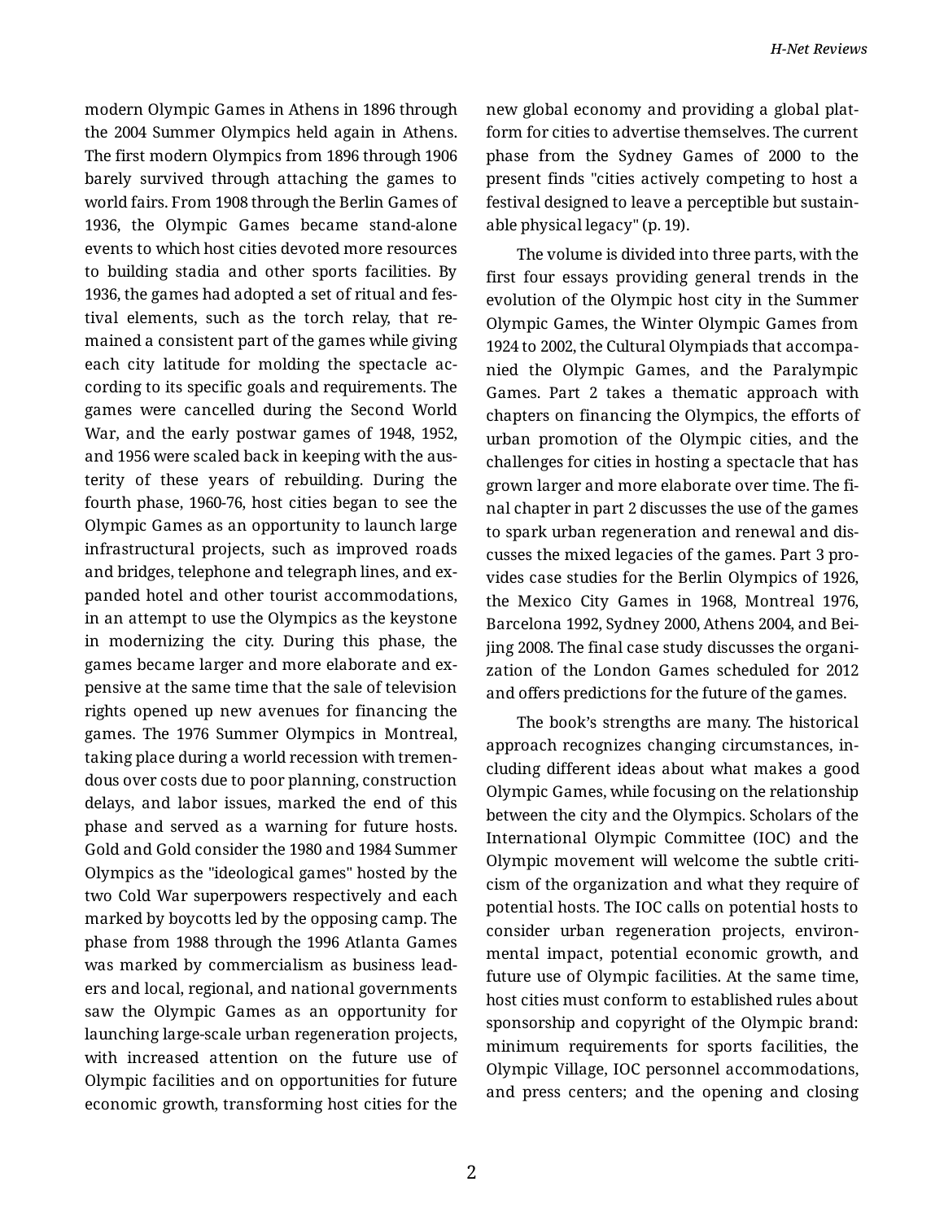modern Olympic Games in Athens in 1896 through the 2004 Summer Olympics held again in Athens. The first modern Olympics from 1896 through 1906 barely survived through attaching the games to world fairs. From 1908 through the Berlin Games of 1936, the Olympic Games became stand-alone events to which host cities devoted more resources to building stadia and other sports facilities. By 1936, the games had adopted a set of ritual and festival elements, such as the torch relay, that remained a consistent part of the games while giving each city latitude for molding the spectacle according to its specific goals and requirements. The games were cancelled during the Second World War, and the early postwar games of 1948, 1952, and 1956 were scaled back in keeping with the austerity of these years of rebuilding. During the fourth phase, 1960-76, host cities began to see the Olympic Games as an opportunity to launch large infrastructural projects, such as improved roads and bridges, telephone and telegraph lines, and expanded hotel and other tourist accommodations, in an attempt to use the Olympics as the keystone in modernizing the city. During this phase, the games became larger and more elaborate and expensive at the same time that the sale of television rights opened up new avenues for financing the games. The 1976 Summer Olympics in Montreal, taking place during a world recession with tremendous over costs due to poor planning, construction delays, and labor issues, marked the end of this phase and served as a warning for future hosts. Gold and Gold consider the 1980 and 1984 Summer Olympics as the "ideological games" hosted by the two Cold War superpowers respectively and each marked by boycotts led by the opposing camp. The phase from 1988 through the 1996 Atlanta Games was marked by commercialism as business leaders and local, regional, and national governments saw the Olympic Games as an opportunity for launching large-scale urban regeneration projects, with increased attention on the future use of Olympic facilities and on opportunities for future economic growth, transforming host cities for the new global economy and providing a global platform for cities to advertise themselves. The current phase from the Sydney Games of 2000 to the present finds "cities actively competing to host a festival designed to leave a perceptible but sustainable physical legacy" (p. 19).

The volume is divided into three parts, with the first four essays providing general trends in the evolution of the Olympic host city in the Summer Olympic Games, the Winter Olympic Games from 1924 to 2002, the Cultural Olympiads that accompanied the Olympic Games, and the Paralympic Games. Part 2 takes a thematic approach with chapters on financing the Olympics, the efforts of urban promotion of the Olympic cities, and the challenges for cities in hosting a spectacle that has grown larger and more elaborate over time. The final chapter in part 2 discusses the use of the games to spark urban regeneration and renewal and discusses the mixed legacies of the games. Part 3 provides case studies for the Berlin Olympics of 1926, the Mexico City Games in 1968, Montreal 1976, Barcelona 1992, Sydney 2000, Athens 2004, and Beijing 2008. The final case study discusses the organization of the London Games scheduled for 2012 and offers predictions for the future of the games.

The book's strengths are many. The historical approach recognizes changing circumstances, including different ideas about what makes a good Olympic Games, while focusing on the relationship between the city and the Olympics. Scholars of the International Olympic Committee (IOC) and the Olympic movement will welcome the subtle criticism of the organization and what they require of potential hosts. The IOC calls on potential hosts to consider urban regeneration projects, environmental impact, potential economic growth, and future use of Olympic facilities. At the same time, host cities must conform to established rules about sponsorship and copyright of the Olympic brand: minimum requirements for sports facilities, the Olympic Village, IOC personnel accommodations, and press centers; and the opening and closing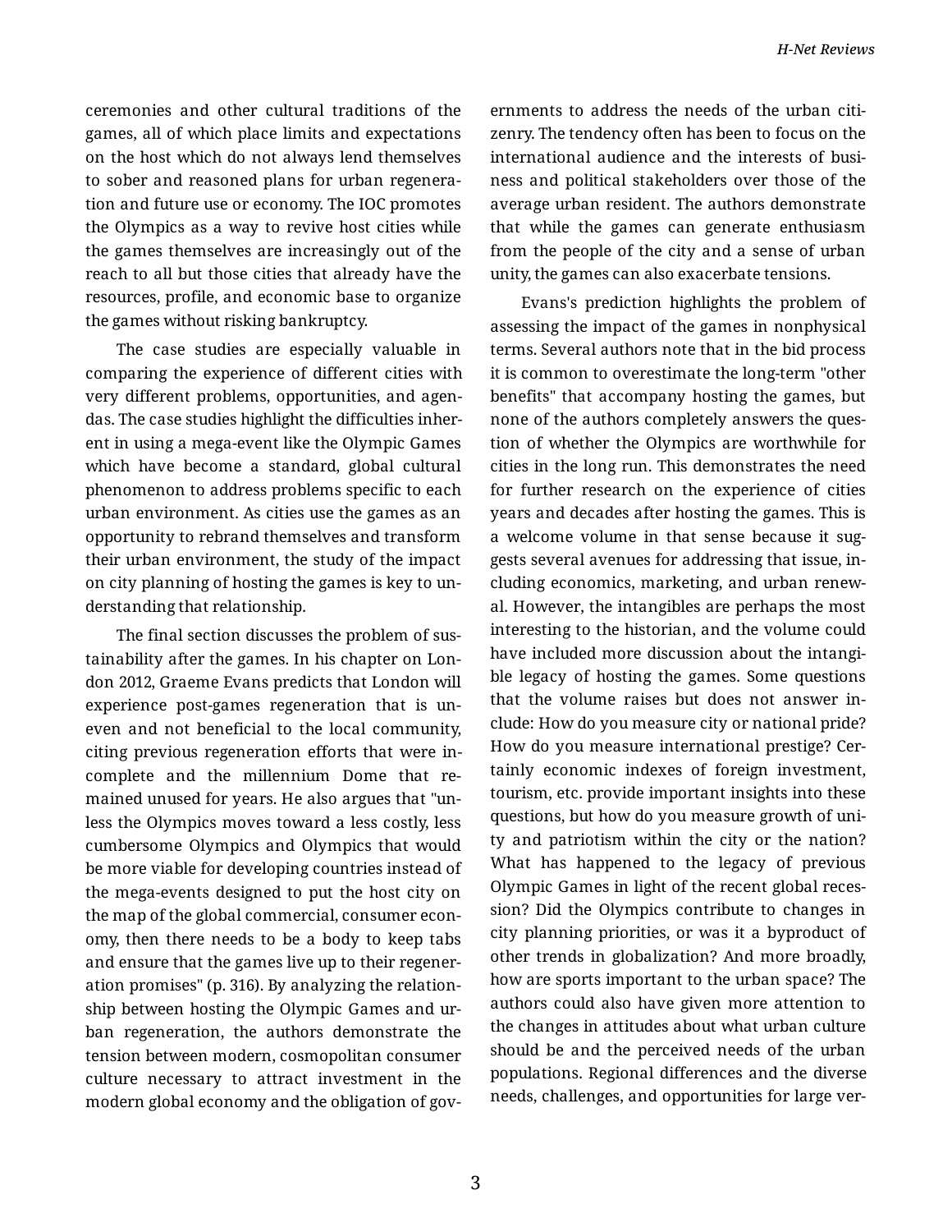ceremonies and other cultural traditions of the games, all of which place limits and expectations on the host which do not always lend themselves to sober and reasoned plans for urban regeneration and future use or economy. The IOC promotes the Olympics as a way to revive host cities while the games themselves are increasingly out of the reach to all but those cities that already have the resources, profile, and economic base to organize the games without risking bankruptcy.

The case studies are especially valuable in comparing the experience of different cities with very different problems, opportunities, and agendas. The case studies highlight the difficulties inherent in using a mega-event like the Olympic Games which have become a standard, global cultural phenomenon to address problems specific to each urban environment. As cities use the games as an opportunity to rebrand themselves and transform their urban environment, the study of the impact on city planning of hosting the games is key to understanding that relationship.

The final section discusses the problem of sustainability after the games. In his chapter on London 2012, Graeme Evans predicts that London will experience post-games regeneration that is uneven and not beneficial to the local community, citing previous regeneration efforts that were incomplete and the millennium Dome that remained unused for years. He also argues that "unless the Olympics moves toward a less costly, less cumbersome Olympics and Olympics that would be more viable for developing countries instead of the mega-events designed to put the host city on the map of the global commercial, consumer economy, then there needs to be a body to keep tabs and ensure that the games live up to their regeneration promises" (p. 316). By analyzing the relationship between hosting the Olympic Games and urban regeneration, the authors demonstrate the tension between modern, cosmopolitan consumer culture necessary to attract investment in the modern global economy and the obligation of governments to address the needs of the urban citizenry. The tendency often has been to focus on the international audience and the interests of business and political stakeholders over those of the average urban resident. The authors demonstrate that while the games can generate enthusiasm from the people of the city and a sense of urban unity, the games can also exacerbate tensions.

Evans's prediction highlights the problem of assessing the impact of the games in nonphysical terms. Several authors note that in the bid process it is common to overestimate the long-term "other benefits" that accompany hosting the games, but none of the authors completely answers the question of whether the Olympics are worthwhile for cities in the long run. This demonstrates the need for further research on the experience of cities years and decades after hosting the games. This is a welcome volume in that sense because it suggests several avenues for addressing that issue, including economics, marketing, and urban renewal. However, the intangibles are perhaps the most interesting to the historian, and the volume could have included more discussion about the intangible legacy of hosting the games. Some questions that the volume raises but does not answer include: How do you measure city or national pride? How do you measure international prestige? Certainly economic indexes of foreign investment, tourism, etc. provide important insights into these questions, but how do you measure growth of unity and patriotism within the city or the nation? What has happened to the legacy of previous Olympic Games in light of the recent global recession? Did the Olympics contribute to changes in city planning priorities, or was it a byproduct of other trends in globalization? And more broadly, how are sports important to the urban space? The authors could also have given more attention to the changes in attitudes about what urban culture should be and the perceived needs of the urban populations. Regional differences and the diverse needs, challenges, and opportunities for large ver-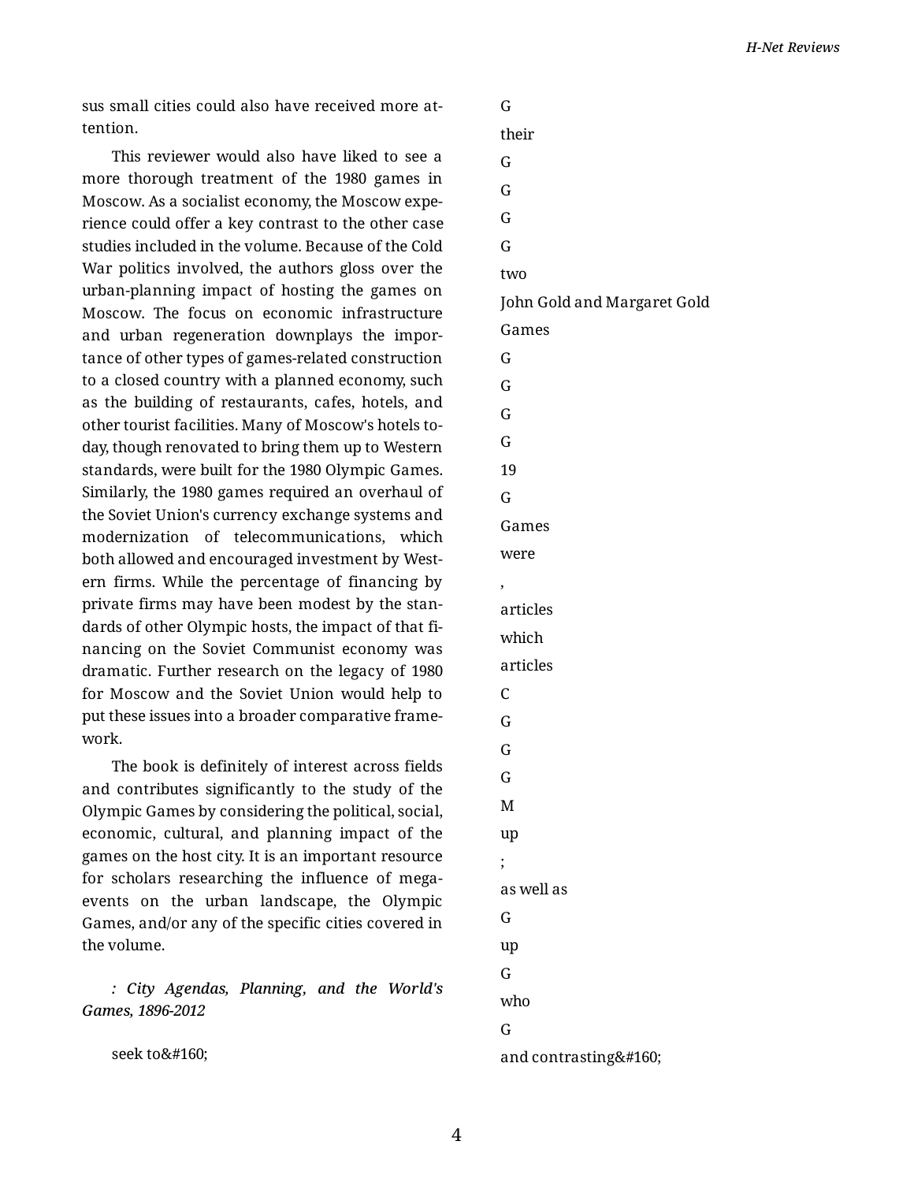sus small cities could also have received more attention.

This reviewer would also have liked to see a more thorough treatment of the 1980 games in Moscow. As a socialist economy, the Moscow experience could offer a key contrast to the other case studies included in the volume. Because of the Cold War politics involved, the authors gloss over the urban-planning impact of hosting the games on Moscow. The focus on economic infrastructure and urban regeneration downplays the importance of other types of games-related construction to a closed country with a planned economy, such as the building of restaurants, cafes, hotels, and other tourist facilities. Many of Moscow's hotels today, though renovated to bring them up to Western standards, were built for the 1980 Olympic Games. Similarly, the 1980 games required an overhaul of the Soviet Union's currency exchange systems and modernization of telecommunications, which both allowed and encouraged investment by Western firms. While the percentage of financing by private firms may have been modest by the standards of other Olympic hosts, the impact of that financing on the Soviet Communist economy was dramatic. Further research on the legacy of 1980 for Moscow and the Soviet Union would help to put these issues into a broader comparative framework.

The book is definitely of interest across fields and contributes significantly to the study of the Olympic Games by considering the political, social, economic, cultural, and planning impact of the games on the host city. It is an important resource for scholars researching the influence of mega-events on the urban landscape, the Olympic Games, and/or any of the specific cities covered in the volume.

*: City Agendas, Planning, and the World's Games, 1896-2012*

seek to&#160;

G

their

G

G

G

G

two

John Gold and Margaret Gold

Games

G

G

G

G

19

G

Games

were

,

articles

which

articles

C

G

G

G

M

up

;

as well as

G

up

G

who

G

and contrasting&#160;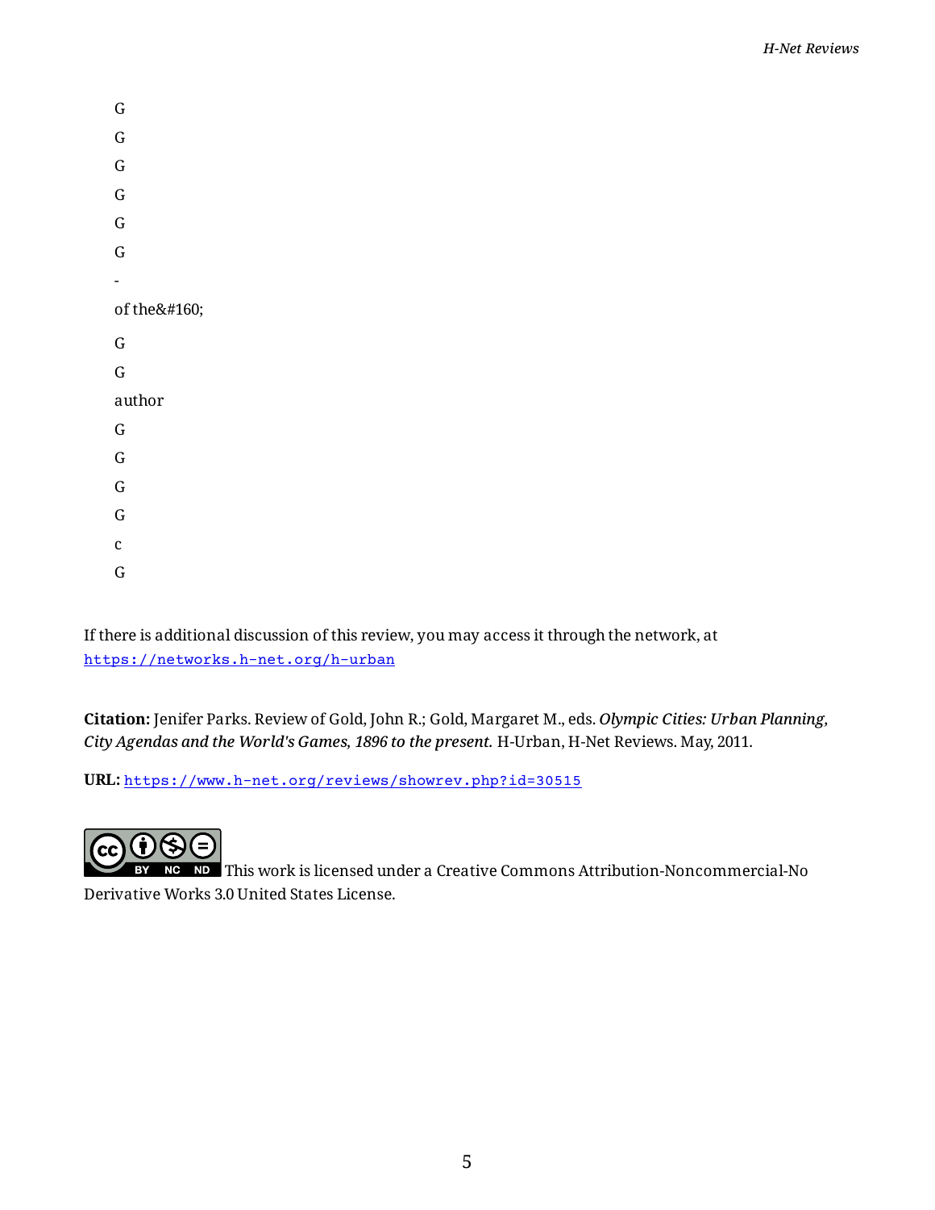G

G

G

G

G

G

-

of the&#160;

G

G

author

G

G

G

G

c

G

If there is additional discussion of this review, you may access it through the network, at https://networks.h-net.org/h-urban

**Citation:** Jenifer Parks. Review of Gold, John R.; Gold, Margaret M., eds. *Olympic Cities: Urban Planning, City Agendas and the World's Games, 1896 to the present.* H-Urban, H-Net Reviews. May, 2011.

**URL:** https://www.h-net.org/reviews/showrev.php?id=30515

This work is licensed under a Creative Commons Attribution-Noncommercial-No Derivative Works 3.0 United States License.